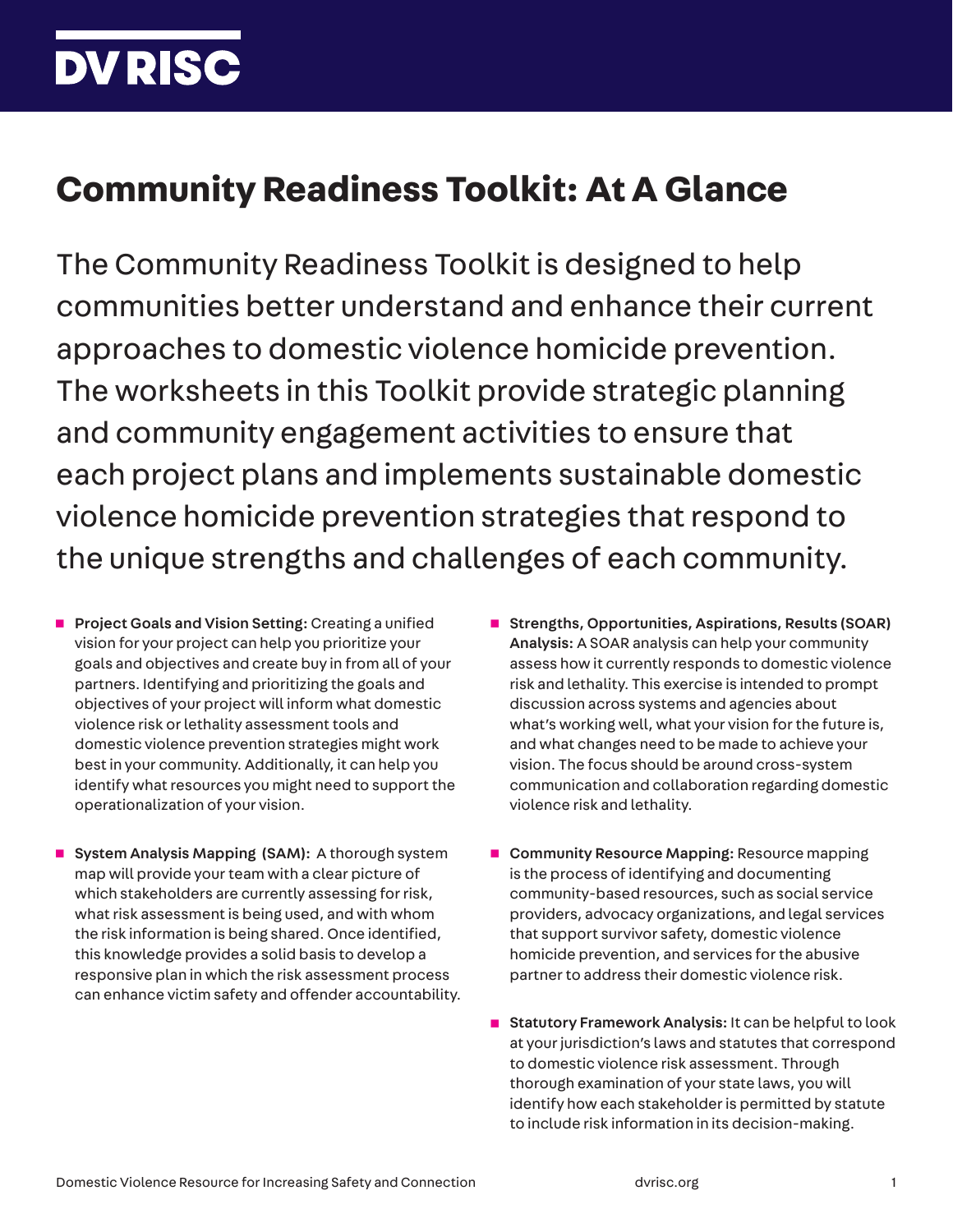DV RISC

# Community Readiness Toolkit: At A Glance

The Community Readiness Toolkit is designed to help communities better understand and enhance their current approaches to domestic violence homicide prevention. The worksheets in this Toolkit provide strategic planning and community engagement activities to ensure that each project plans and implements sustainable domestic violence homicide prevention strategies that respond to the unique strengths and challenges of each community.

- **Project Goals and Vision Setting:** Creating a unified vision for your project can help you prioritize your goals and objectives and create buy in from all of your partners. Identifying and prioritizing the goals and objectives of your project will inform what domestic violence risk or lethality assessment tools and domestic violence prevention strategies might work best in your community. Additionally, it can help you identify what resources you might need to support the operationalization of your vision.

- **System Analysis Mapping (SAM):** A thorough system map will provide your team with a clear picture of which stakeholders are currently assessing for risk, what risk assessment is being used, and with whom the risk information is being shared. Once identified, this knowledge provides a solid basis to develop a responsive plan in which the risk assessment process can enhance victim safety and offender accountability.

- **Strengths, Opportunities, Aspirations, Results (SOAR) Analysis:** A SOAR analysis can help your community assess how it currently responds to domestic violence risk and lethality. This exercise is intended to prompt discussion across systems and agencies about what's working well, what your vision for the future is, and what changes need to be made to achieve your vision. The focus should be around cross-system communication and collaboration regarding domestic violence risk and lethality.

- **Community Resource Mapping:** Resource mapping is the process of identifying and documenting community-based resources, such as social service providers, advocacy organizations, and legal services that support survivor safety, domestic violence homicide prevention, and services for the abusive partner to address their domestic violence risk.

- **Statutory Framework Analysis:** It can be helpful to look at your jurisdiction's laws and statutes that correspond to domestic violence risk assessment. Through thorough examination of your state laws, you will identify how each stakeholder is permitted by statute to include risk information in its decision-making.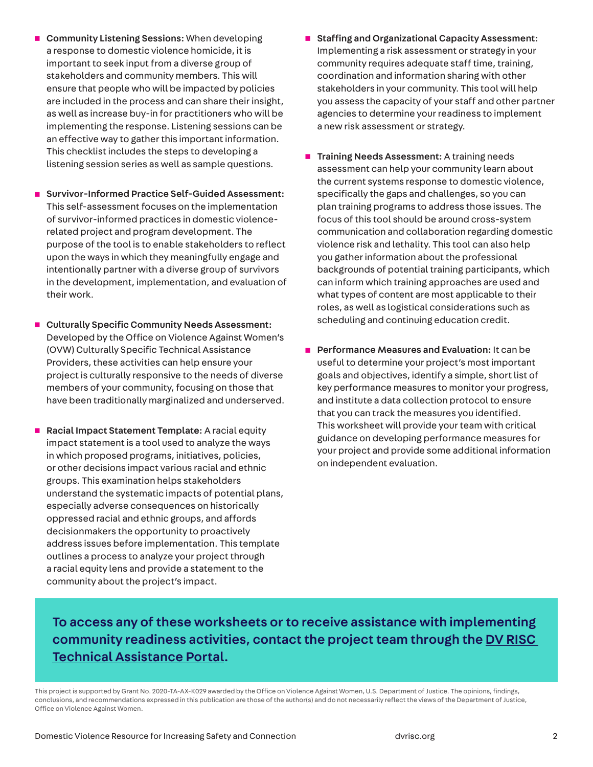- **Community Listening Sessions:** When developing a response to domestic violence homicide, it is important to seek input from a diverse group of stakeholders and community members. This will ensure that people who will be impacted by policies are included in the process and can share their insight, as well as increase buy-in for practitioners who will be implementing the response. Listening sessions can be an effective way to gather this important information. This checklist includes the steps to developing a listening session series as well as sample questions.

- **Survivor-Informed Practice Self-Guided Assessment:** This self-assessment focuses on the implementation of survivor-informed practices in domestic violence-related project and program development. The purpose of the tool is to enable stakeholders to reflect upon the ways in which they meaningfully engage and intentionally partner with a diverse group of survivors in the development, implementation, and evaluation of their work.

- **Culturally Specific Community Needs Assessment:** Developed by the Office on Violence Against Women's (OVW) Culturally Specific Technical Assistance Providers, these activities can help ensure your project is culturally responsive to the needs of diverse members of your community, focusing on those that have been traditionally marginalized and underserved.

- **Racial Impact Statement Template:** A racial equity impact statement is a tool used to analyze the ways in which proposed programs, initiatives, policies, or other decisions impact various racial and ethnic groups. This examination helps stakeholders understand the systematic impacts of potential plans, especially adverse consequences on historically oppressed racial and ethnic groups, and affords decisionmakers the opportunity to proactively address issues before implementation. This template outlines a process to analyze your project through a racial equity lens and provide a statement to the community about the project's impact.

- **Staffing and Organizational Capacity Assessment:** Implementing a risk assessment or strategy in your community requires adequate staff time, training, coordination and information sharing with other stakeholders in your community. This tool will help you assess the capacity of your staff and other partner agencies to determine your readiness to implement a new risk assessment or strategy.

- **Training Needs Assessment:** A training needs assessment can help your community learn about the current systems response to domestic violence, specifically the gaps and challenges, so you can plan training programs to address those issues. The focus of this tool should be around cross-system communication and collaboration regarding domestic violence risk and lethality. This tool can also help you gather information about the professional backgrounds of potential training participants, which can inform which training approaches are used and what types of content are most applicable to their roles, as well as logistical considerations such as scheduling and continuing education credit.

- **Performance Measures and Evaluation:** It can be useful to determine your project's most important goals and objectives, identify a simple, short list of key performance measures to monitor your progress, and institute a data collection protocol to ensure that you can track the measures you identified. This worksheet will provide your team with critical guidance on developing performance measures for your project and provide some additional information on independent evaluation.

**To access any of these worksheets or to receive assistance with implementing community readiness activities, contact the project team through the DV RISC Technical Assistance Portal.**

This project is supported by Grant No. 2020-TA-AX-K029 awarded by the Office on Violence Against Women, U.S. Department of Justice. The opinions, findings, conclusions, and recommendations expressed in this publication are those of the author(s) and do not necessarily reflect the views of the Department of Justice, Office on Violence Against Women.